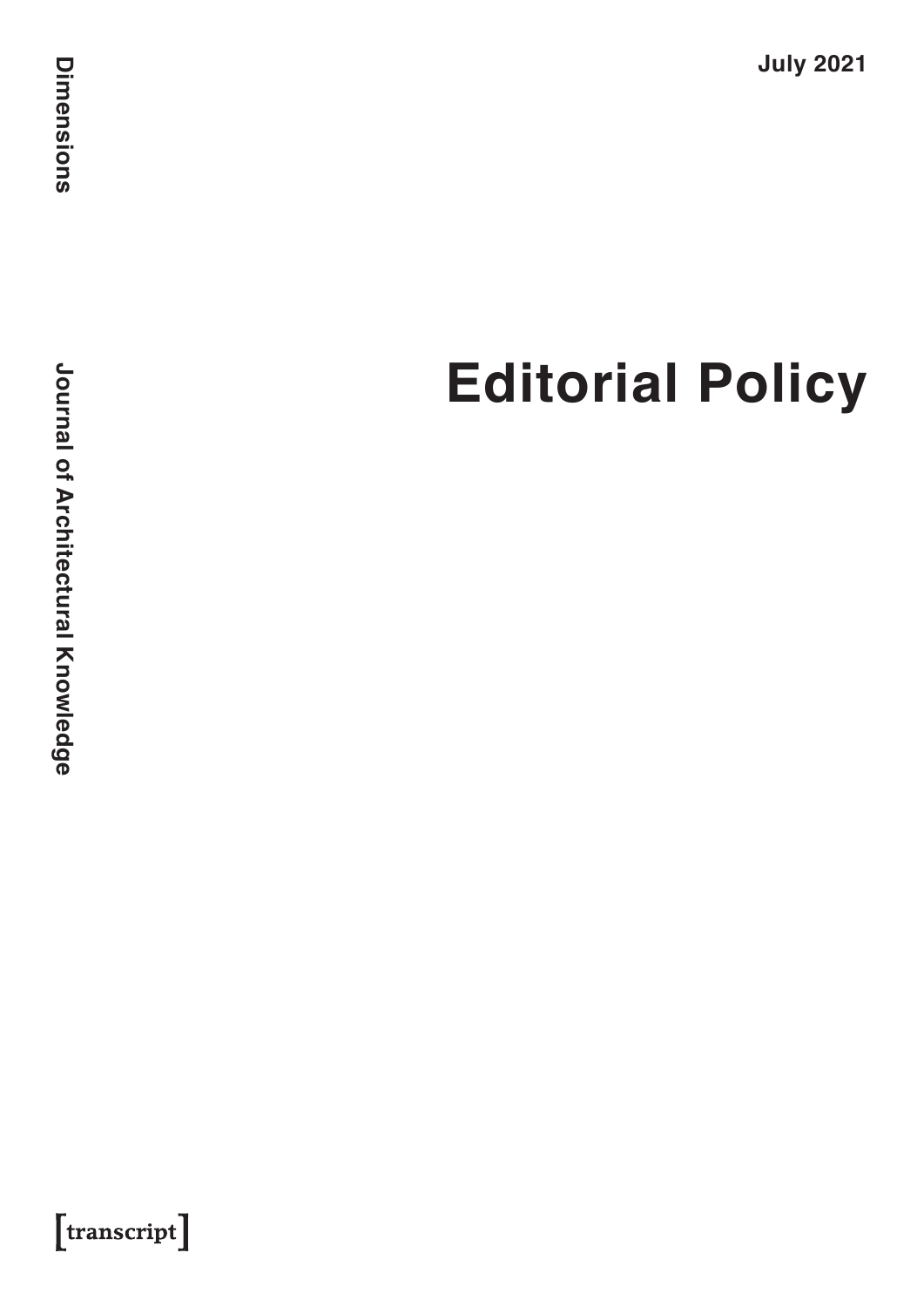Dimensions

Journal of Architectural Knowledge

July 2021

# Editorial Policy

[transcript]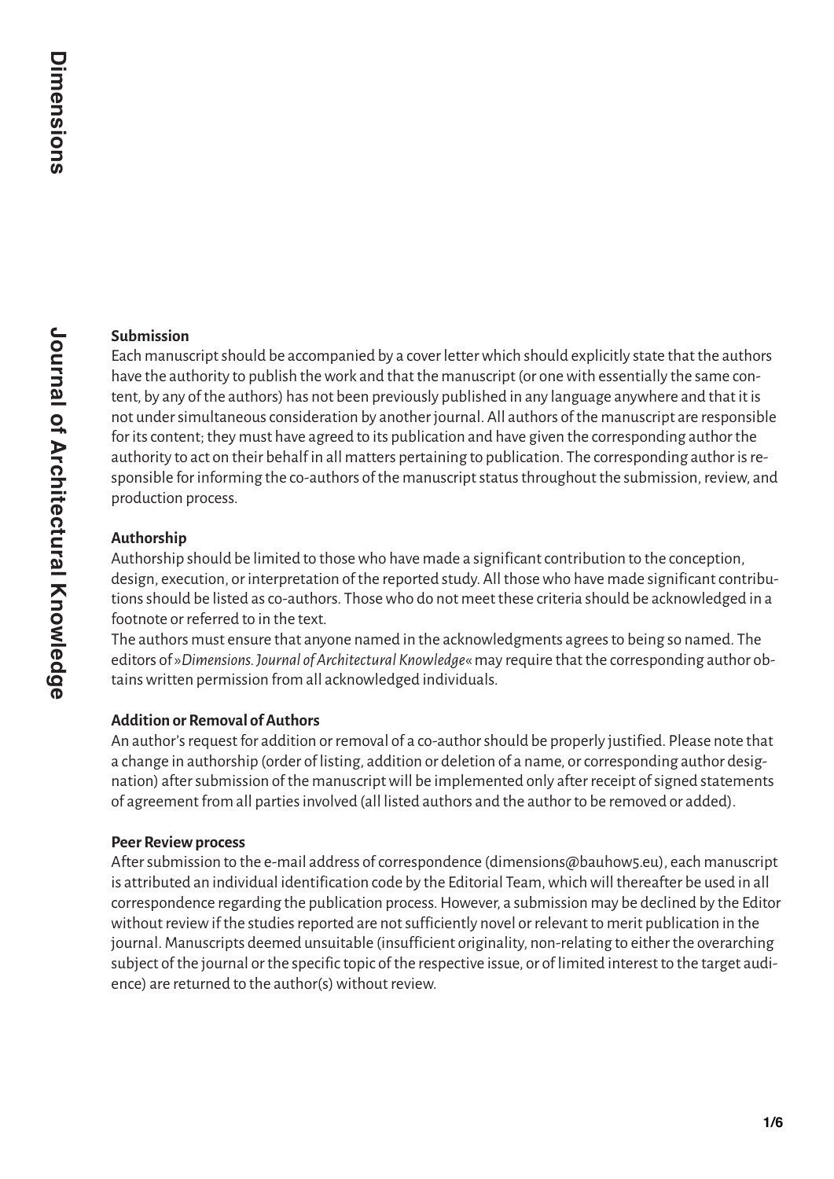### Submission

Each manuscript should be accompanied by a cover letter which should explicitly state that the authors have the authority to publish the work and that the manuscript (or one with essentially the same content, by any of the authors) has not been previously published in any language anywhere and that it is not under simultaneous consideration by another journal. All authors of the manuscript are responsible for its content; they must have agreed to its publication and have given the corresponding author the authority to act on their behalf in all matters pertaining to publication. The corresponding author is responsible for informing the co-authors of the manuscript status throughout the submission, review, and production process.

### Authorship

Authorship should be limited to those who have made a significant contribution to the conception, design, execution, or interpretation of the reported study. All those who have made significant contributions should be listed as co-authors. Those who do not meet these criteria should be acknowledged in a footnote or referred to in the text.

The authors must ensure that anyone named in the acknowledgments agrees to being so named. The editors of »*Dimensions. Journal of Architectural Knowledge*« may require that the corresponding author obtains written permission from all acknowledged individuals.

### Addition or Removal of Authors

An author's request for addition or removal of a co-author should be properly justified. Please note that a change in authorship (order of listing, addition or deletion of a name, or corresponding author designation) after submission of the manuscript will be implemented only after receipt of signed statements of agreement from all parties involved (all listed authors and the author to be removed or added).

### Peer Review process

After submission to the e-mail address of correspondence (dimensions@bauhow5.eu), each manuscript is attributed an individual identification code by the Editorial Team, which will thereafter be used in all correspondence regarding the publication process. However, a submission may be declined by the Editor without review if the studies reported are not sufficiently novel or relevant to merit publication in the journal. Manuscripts deemed unsuitable (insufficient originality, non-relating to either the overarching subject of the journal or the specific topic of the respective issue, or of limited interest to the target audience) are returned to the author(s) without review.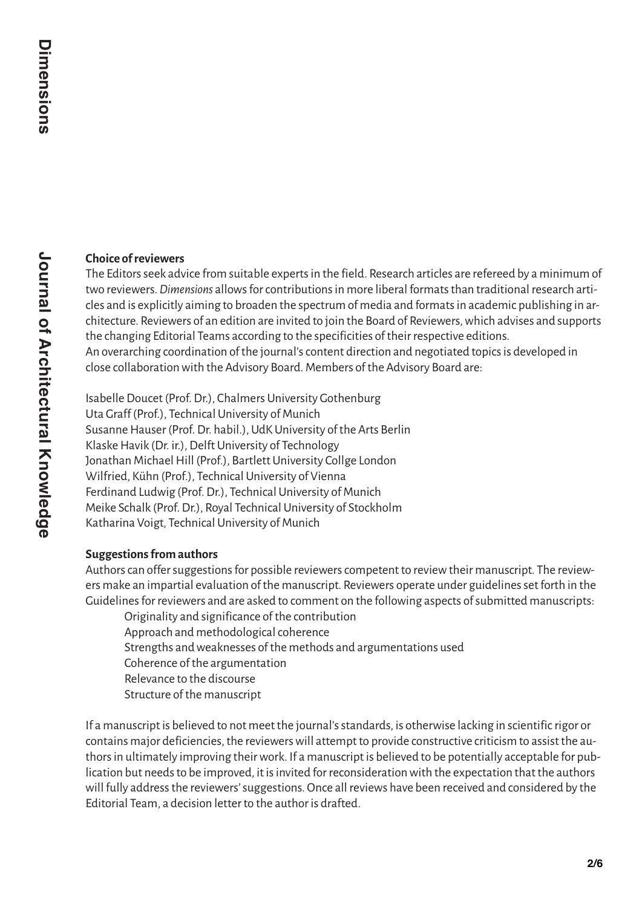### Choice of reviewers

The Editors seek advice from suitable experts in the field. Research articles are refereed by a minimum of two reviewers. *Dimensions* allows for contributions in more liberal formats than traditional research articles and is explicitly aiming to broaden the spectrum of media and formats in academic publishing in architecture. Reviewers of an edition are invited to join the Board of Reviewers, which advises and supports the changing Editorial Teams according to the specificities of their respective editions.
An overarching coordination of the journal's content direction and negotiated topics is developed in close collaboration with the Advisory Board. Members of the Advisory Board are:

Isabelle Doucet (Prof. Dr.), Chalmers University Gothenburg
Uta Graff (Prof.), Technical University of Munich
Susanne Hauser (Prof. Dr. habil.), UdK University of the Arts Berlin
Klaske Havik (Dr. ir.), Delft University of Technology
Jonathan Michael Hill (Prof.), Bartlett University Collge London
Wilfried, Kühn (Prof.), Technical University of Vienna
Ferdinand Ludwig (Prof. Dr.), Technical University of Munich
Meike Schalk (Prof. Dr.), Royal Technical University of Stockholm
Katharina Voigt, Technical University of Munich

### Suggestions from authors

Authors can offer suggestions for possible reviewers competent to review their manuscript. The reviewers make an impartial evaluation of the manuscript. Reviewers operate under guidelines set forth in the Guidelines for reviewers and are asked to comment on the following aspects of submitted manuscripts:

- Originality and significance of the contribution
- Approach and methodological coherence
- Strengths and weaknesses of the methods and argumentations used
- Coherence of the argumentation
- Relevance to the discourse
- Structure of the manuscript

If a manuscript is believed to not meet the journal's standards, is otherwise lacking in scientific rigor or contains major deficiencies, the reviewers will attempt to provide constructive criticism to assist the authors in ultimately improving their work. If a manuscript is believed to be potentially acceptable for publication but needs to be improved, it is invited for reconsideration with the expectation that the authors will fully address the reviewers' suggestions. Once all reviews have been received and considered by the Editorial Team, a decision letter to the author is drafted.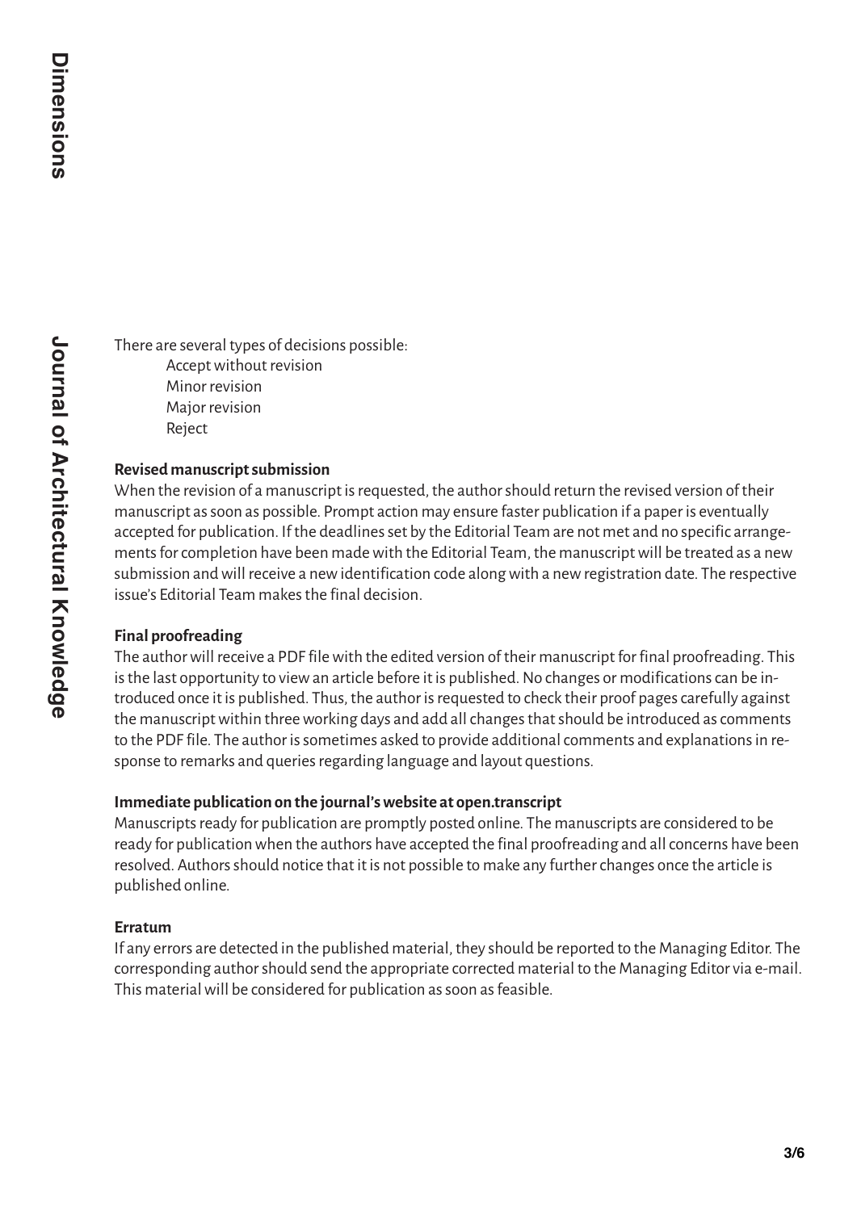There are several types of decisions possible:

- Accept without revision
- Minor revision
- Major revision
- Reject

**Revised manuscript submission**

When the revision of a manuscript is requested, the author should return the revised version of their manuscript as soon as possible. Prompt action may ensure faster publication if a paper is eventually accepted for publication. If the deadlines set by the Editorial Team are not met and no specific arrangements for completion have been made with the Editorial Team, the manuscript will be treated as a new submission and will receive a new identification code along with a new registration date. The respective issue's Editorial Team makes the final decision.

**Final proofreading**

The author will receive a PDF file with the edited version of their manuscript for final proofreading. This is the last opportunity to view an article before it is published. No changes or modifications can be introduced once it is published. Thus, the author is requested to check their proof pages carefully against the manuscript within three working days and add all changes that should be introduced as comments to the PDF file. The author is sometimes asked to provide additional comments and explanations in response to remarks and queries regarding language and layout questions.

**Immediate publication on the journal's website at open.transcript**

Manuscripts ready for publication are promptly posted online. The manuscripts are considered to be ready for publication when the authors have accepted the final proofreading and all concerns have been resolved. Authors should notice that it is not possible to make any further changes once the article is published online.

**Erratum**

If any errors are detected in the published material, they should be reported to the Managing Editor. The corresponding author should send the appropriate corrected material to the Managing Editor via e-mail. This material will be considered for publication as soon as feasible.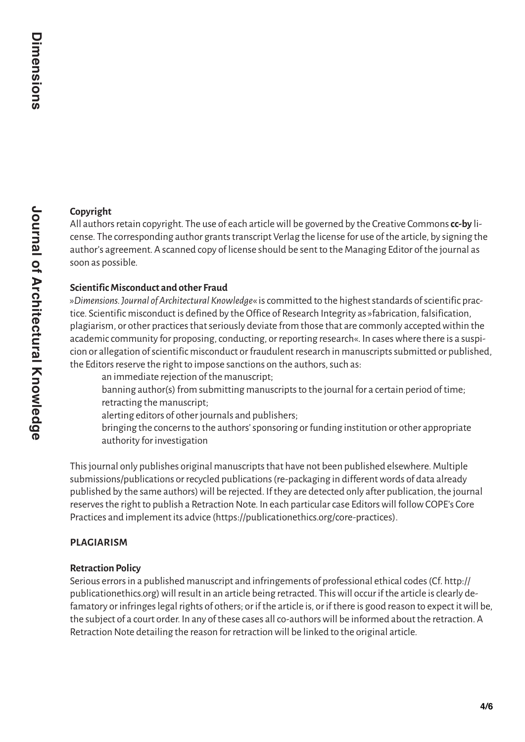### Copyright

All authors retain copyright. The use of each article will be governed by the Creative Commons **cc-by** license. The corresponding author grants transcript Verlag the license for use of the article, by signing the author's agreement. A scanned copy of license should be sent to the Managing Editor of the journal as soon as possible.

### Scientific Misconduct and other Fraud

»*Dimensions. Journal of Architectural Knowledge*« is committed to the highest standards of scientific practice. Scientific misconduct is defined by the Office of Research Integrity as »fabrication, falsification, plagiarism, or other practices that seriously deviate from those that are commonly accepted within the academic community for proposing, conducting, or reporting research«. In cases where there is a suspicion or allegation of scientific misconduct or fraudulent research in manuscripts submitted or published, the Editors reserve the right to impose sanctions on the authors, such as:

- an immediate rejection of the manuscript;
- banning author(s) from submitting manuscripts to the journal for a certain period of time;
- retracting the manuscript;
- alerting editors of other journals and publishers;
- bringing the concerns to the authors' sponsoring or funding institution or other appropriate authority for investigation

This journal only publishes original manuscripts that have not been published elsewhere. Multiple submissions/publications or recycled publications (re-packaging in different words of data already published by the same authors) will be rejected. If they are detected only after publication, the journal reserves the right to publish a Retraction Note. In each particular case Editors will follow COPE's Core Practices and implement its advice (https://publicationethics.org/core-practices).

## PLAGIARISM

### Retraction Policy

Serious errors in a published manuscript and infringements of professional ethical codes (Cf. http://publicationethics.org) will result in an article being retracted. This will occur if the article is clearly defamatory or infringes legal rights of others; or if the article is, or if there is good reason to expect it will be, the subject of a court order. In any of these cases all co-authors will be informed about the retraction. A Retraction Note detailing the reason for retraction will be linked to the original article.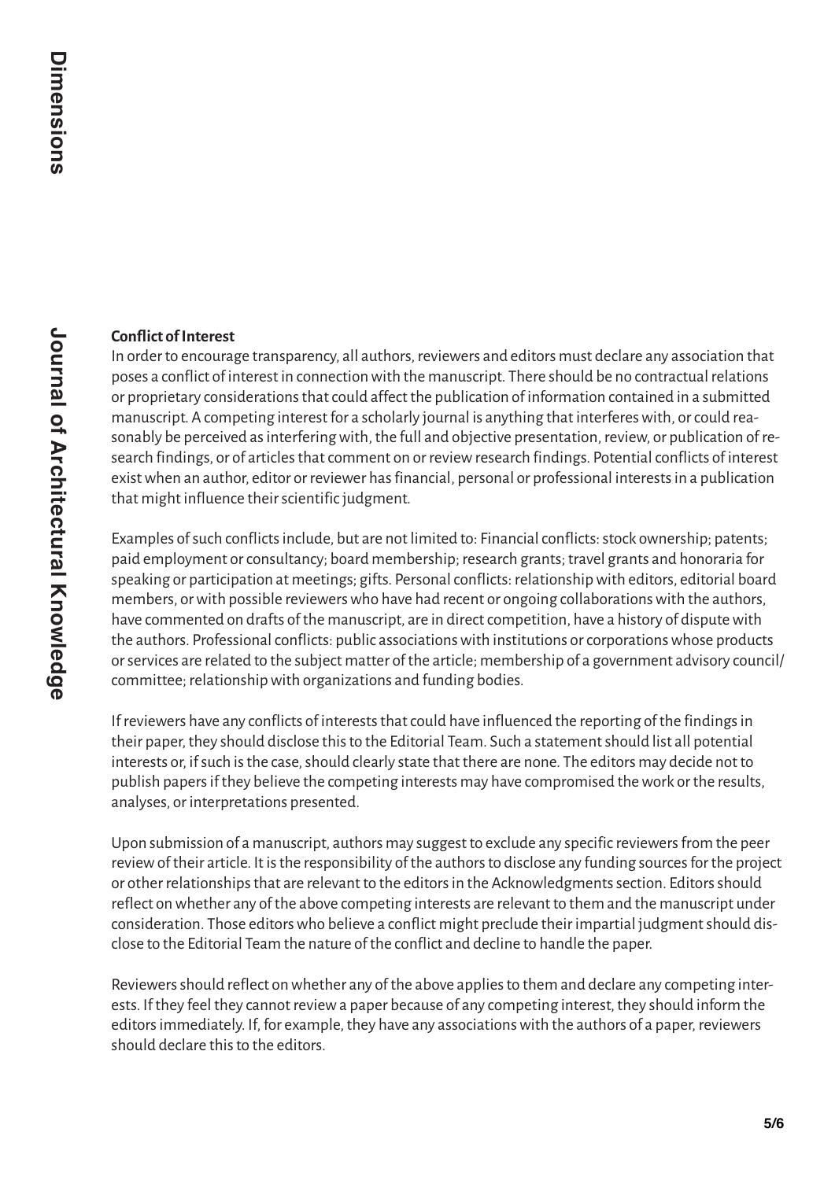**Conflict of Interest**

In order to encourage transparency, all authors, reviewers and editors must declare any association that poses a conflict of interest in connection with the manuscript. There should be no contractual relations or proprietary considerations that could affect the publication of information contained in a submitted manuscript. A competing interest for a scholarly journal is anything that interferes with, or could reasonably be perceived as interfering with, the full and objective presentation, review, or publication of research findings, or of articles that comment on or review research findings. Potential conflicts of interest exist when an author, editor or reviewer has financial, personal or professional interests in a publication that might influence their scientific judgment.

Examples of such conflicts include, but are not limited to: Financial conflicts: stock ownership; patents; paid employment or consultancy; board membership; research grants; travel grants and honoraria for speaking or participation at meetings; gifts. Personal conflicts: relationship with editors, editorial board members, or with possible reviewers who have had recent or ongoing collaborations with the authors, have commented on drafts of the manuscript, are in direct competition, have a history of dispute with the authors. Professional conflicts: public associations with institutions or corporations whose products or services are related to the subject matter of the article; membership of a government advisory council/committee; relationship with organizations and funding bodies.

If reviewers have any conflicts of interests that could have influenced the reporting of the findings in their paper, they should disclose this to the Editorial Team. Such a statement should list all potential interests or, if such is the case, should clearly state that there are none. The editors may decide not to publish papers if they believe the competing interests may have compromised the work or the results, analyses, or interpretations presented.

Upon submission of a manuscript, authors may suggest to exclude any specific reviewers from the peer review of their article. It is the responsibility of the authors to disclose any funding sources for the project or other relationships that are relevant to the editors in the Acknowledgments section. Editors should reflect on whether any of the above competing interests are relevant to them and the manuscript under consideration. Those editors who believe a conflict might preclude their impartial judgment should disclose to the Editorial Team the nature of the conflict and decline to handle the paper.

Reviewers should reflect on whether any of the above applies to them and declare any competing interests. If they feel they cannot review a paper because of any competing interest, they should inform the editors immediately. If, for example, they have any associations with the authors of a paper, reviewers should declare this to the editors.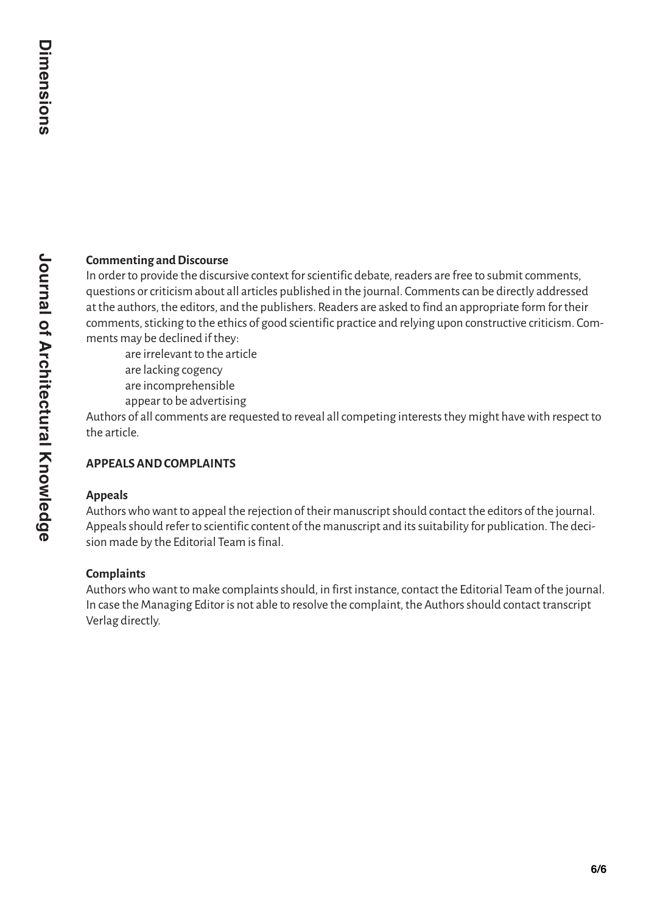### Commenting and Discourse

In order to provide the discursive context for scientific debate, readers are free to submit comments, questions or criticism about all articles published in the journal. Comments can be directly addressed at the authors, the editors, and the publishers. Readers are asked to find an appropriate form for their comments, sticking to the ethics of good scientific practice and relying upon constructive criticism. Comments may be declined if they:

- are irrelevant to the article
- are lacking cogency
- are incomprehensible
- appear to be advertising

Authors of all comments are requested to reveal all competing interests they might have with respect to the article.

## APPEALS AND COMPLAINTS

### Appeals

Authors who want to appeal the rejection of their manuscript should contact the editors of the journal. Appeals should refer to scientific content of the manuscript and its suitability for publication. The decision made by the Editorial Team is final.

### Complaints

Authors who want to make complaints should, in first instance, contact the Editorial Team of the journal. In case the Managing Editor is not able to resolve the complaint, the Authors should contact transcript Verlag directly.